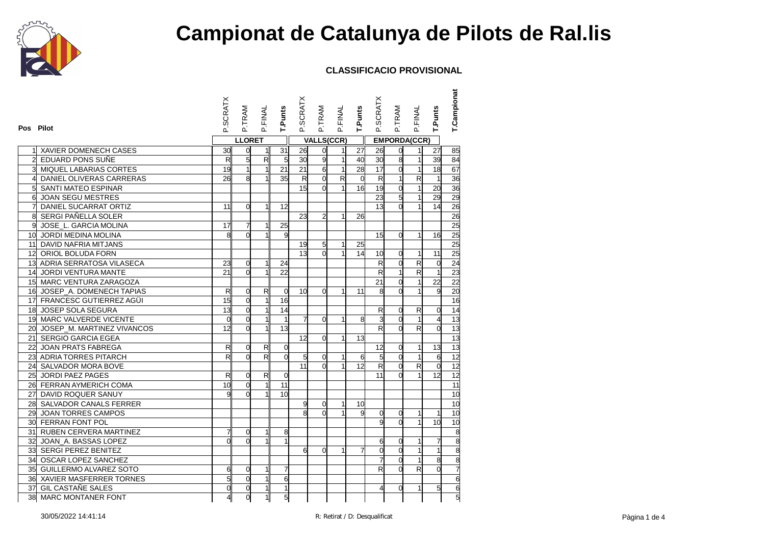# Campionat de Catalunya de Pilots de Ral.lis

### CLASSIFICACIO PROVISIONAL

| Pos | Pilot | P.SCRATX | P.TRAM | P.FINAL | T.Punts | P.SCRATX | P.TRAM | P.FINAL | T.Punts | P.SCRATX | P.TRAM | P.FINAL | T.Punts | T.Campionat |
|---|---|---|---|---|---|---|---|---|---|---|---|---|---|---|
| | | LLORET | | | | VALLS(CCR) | | | | EMPORDA(CCR) | | | | |
| 1 | XAVIER DOMENECH CASES | 30 | 0 | 1 | 31 | 26 | 0 | 1 | 27 | 26 | 0 | 1 | 27 | 85 |
| 2 | EDUARD PONS SUÑE | R | 5 | R | 5 | 30 | 9 | 1 | 40 | 30 | 8 | 1 | 39 | 84 |
| 3 | MIQUEL LABARIAS CORTES | 19 | 1 | 1 | 21 | 21 | 6 | 1 | 28 | 17 | 0 | 1 | 18 | 67 |
| 4 | DANIEL OLIVERAS CARRERAS | 26 | 8 | 1 | 35 | R | 0 | R | 0 | R | 1 | R | 1 | 36 |
| 5 | SANTI MATEO ESPINAR | | | | | 15 | 0 | 1 | 16 | 19 | 0 | 1 | 20 | 36 |
| 6 | JOAN SEGU MESTRES | | | | | | | | | 23 | 5 | 1 | 29 | 29 |
| 7 | DANIEL SUCARRAT ORTIZ | 11 | 0 | 1 | 12 | | | | | 13 | 0 | 1 | 14 | 26 |
| 8 | SERGI PAÑELLA SOLER | | | | | 23 | 2 | 1 | 26 | | | | | 26 |
| 9 | JOSE_L. GARCIA MOLINA | 17 | 7 | 1 | 25 | | | | | | | | | 25 |
| 10 | JORDI MEDINA MOLINA | 8 | 0 | 1 | 9 | | | | | 15 | 0 | 1 | 16 | 25 |
| 11 | DAVID NAFRIA MITJANS | | | | | 19 | 5 | 1 | 25 | | | | | 25 |
| 12 | ORIOL BOLUDA FORN | | | | | 13 | 0 | 1 | 14 | 10 | 0 | 1 | 11 | 25 |
| 13 | ADRIA SERRATOSA VILASECA | 23 | 0 | 1 | 24 | | | | | R | 0 | R | 0 | 24 |
| 14 | JORDI VENTURA MANTE | 21 | 0 | 1 | 22 | | | | | R | 1 | R | 1 | 23 |
| 15 | MARC VENTURA ZARAGOZA | | | | | | | | | 21 | 0 | 1 | 22 | 22 |
| 16 | JOSEP_A. DOMENECH TAPIAS | R | 0 | R | 0 | 10 | 0 | 1 | 11 | 8 | 0 | 1 | 9 | 20 |
| 17 | FRANCESC GUTIERREZ AGÜI | 15 | 0 | 1 | 16 | | | | | | | | | 16 |
| 18 | JOSEP SOLA SEGURA | 13 | 0 | 1 | 14 | | | | | R | 0 | R | 0 | 14 |
| 19 | MARC VALVERDE VICENTE | 0 | 0 | 1 | 1 | 7 | 0 | 1 | 8 | 3 | 0 | 1 | 4 | 13 |
| 20 | JOSEP_M. MARTINEZ VIVANCOS | 12 | 0 | 1 | 13 | | | | | R | 0 | R | 0 | 13 |
| 21 | SERGIO GARCIA EGEA | | | | | 12 | 0 | 1 | 13 | | | | | 13 |
| 22 | JOAN PRATS FABREGA | R | 0 | R | 0 | | | | | 12 | 0 | 1 | 13 | 13 |
| 23 | ADRIA TORRES PITARCH | R | 0 | R | 0 | 5 | 0 | 1 | 6 | 5 | 0 | 1 | 6 | 12 |
| 24 | SALVADOR MORA BOVE | | | | | 11 | 0 | 1 | 12 | R | 0 | R | 0 | 12 |
| 25 | JORDI PAEZ PAGES | R | 0 | R | 0 | | | | | 11 | 0 | 1 | 12 | 12 |
| 26 | FERRAN AYMERICH COMA | 10 | 0 | 1 | 11 | | | | | | | | | 11 |
| 27 | DAVID ROQUER SANUY | 9 | 0 | 1 | 10 | | | | | | | | | 10 |
| 28 | SALVADOR CANALS FERRER | | | | | 9 | 0 | 1 | 10 | | | | | 10 |
| 29 | JOAN TORRES CAMPOS | | | | | 8 | 0 | 1 | 9 | 0 | 0 | 1 | 1 | 10 |
| 30 | FERRAN FONT POL | | | | | | | | | 9 | 0 | 1 | 10 | 10 |
| 31 | RUBEN CERVERA MARTINEZ | 7 | 0 | 1 | 8 | | | | | | | | | 8 |
| 32 | JOAN_A. BASSAS LOPEZ | 0 | 0 | 1 | 1 | | | | | 6 | 0 | 1 | 7 | 8 |
| 33 | SERGI PEREZ BENITEZ | | | | | 6 | 0 | 1 | 7 | 0 | 0 | 1 | 1 | 8 |
| 34 | OSCAR LOPEZ SANCHEZ | | | | | | | | | 7 | 0 | 1 | 8 | 8 |
| 35 | GUILLERMO ALVAREZ SOTO | 6 | 0 | 1 | 7 | | | | | R | 0 | R | 0 | 7 |
| 36 | XAVIER MASFERRER TORNES | 5 | 0 | 1 | 6 | | | | | | | | | 6 |
| 37 | GIL CASTAÑE SALES | 0 | 0 | 1 | 1 | | | | | 4 | 0 | 1 | 5 | 6 |
| 38 | MARC MONTANER FONT | 4 | 0 | 1 | 5 | | | | | | | | | 5 |

30/05/2022 14:41:14

R: Retirat / D: Desqualificat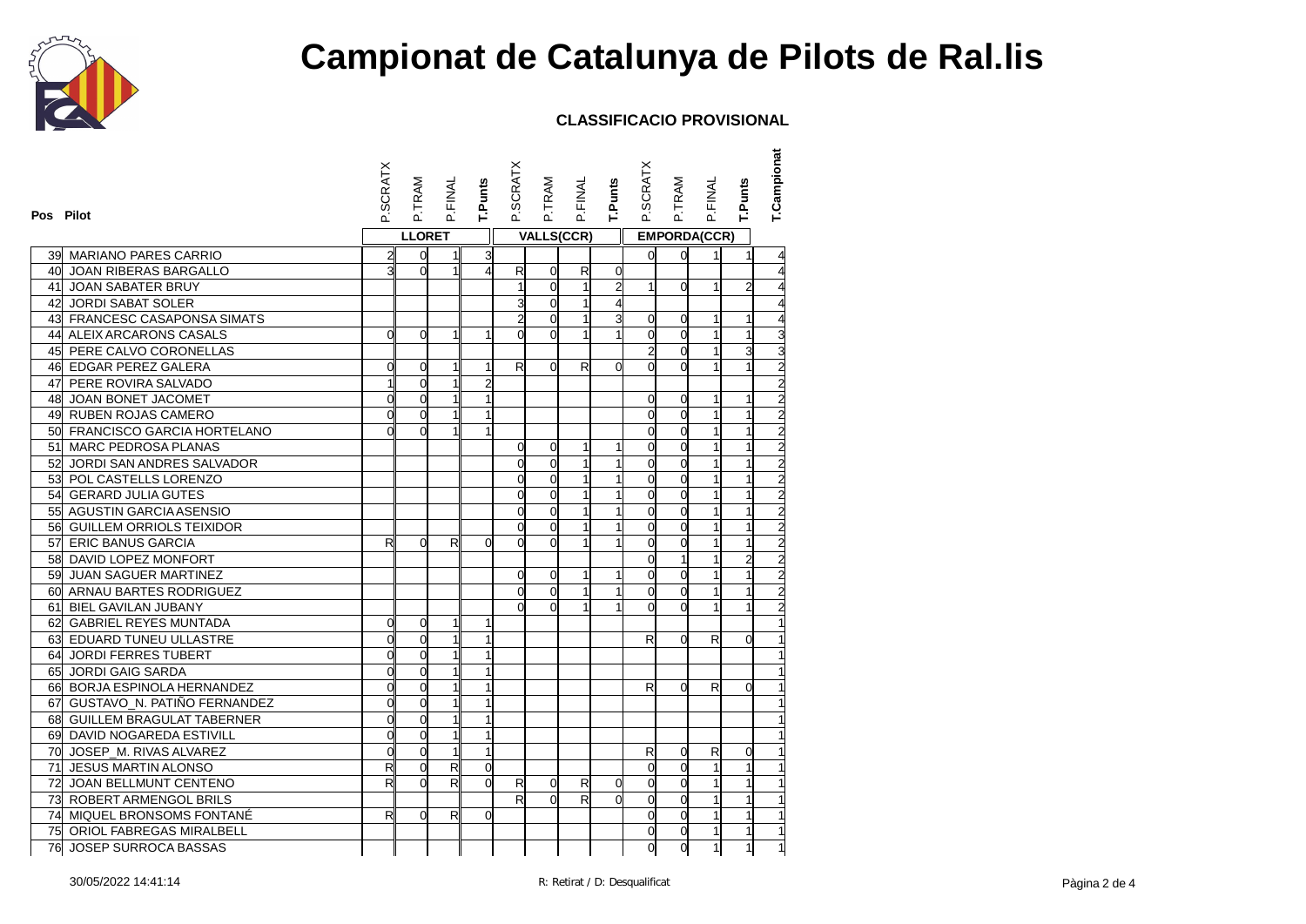# Campionat de Catalunya de Pilots de Ral.lis

### CLASSIFICACIO PROVISIONAL

| Pos | Pilot | LLORET | | | | VALLS(CCR) | | | | EMPORDA(CCR) | | | | T.Campionat |
|---|---|---|---|---|---|---|---|---|---|---|---|---|---|---|
| | | P.SCRATX | P.TRAM | P.FINAL | T.Punts | P.SCRATX | P.TRAM | P.FINAL | T.Punts | P.SCRATX | P.TRAM | P.FINAL | T.Punts | |
| 39 | MARIANO PARES CARRIO | 2 | 0 | 1 | 3 | | | | | 0 | 0 | 1 | 1 | 4 |
| 40 | JOAN RIBERAS BARGALLO | 3 | 0 | 1 | 4 | R | 0 | R | 0 | | | | | 4 |
| 41 | JOAN SABATER BRUY | | | | | 1 | 0 | 1 | 2 | 1 | 0 | 1 | 2 | 4 |
| 42 | JORDI SABAT SOLER | | | | | 3 | 0 | 1 | 4 | | | | | 4 |
| 43 | FRANCESC CASAPONSA SIMATS | | | | | 2 | 0 | 1 | 3 | 0 | 0 | 1 | 1 | 4 |
| 44 | ALEIX ARCARONS CASALS | 0 | 0 | 1 | 1 | 0 | 0 | 1 | 1 | 0 | 0 | 1 | 1 | 3 |
| 45 | PERE CALVO CORONELLAS | | | | | | | | | 2 | 0 | 1 | 3 | 3 |
| 46 | EDGAR PEREZ GALERA | 0 | 0 | 1 | 1 | R | 0 | R | 0 | 0 | 0 | 1 | 1 | 2 |
| 47 | PERE ROVIRA SALVADO | 1 | 0 | 1 | 2 | | | | | | | | | 2 |
| 48 | JOAN BONET JACOMET | 0 | 0 | 1 | 1 | | | | | 0 | 0 | 1 | 1 | 2 |
| 49 | RUBEN ROJAS CAMERO | 0 | 0 | 1 | 1 | | | | | 0 | 0 | 1 | 1 | 2 |
| 50 | FRANCISCO GARCIA HORTELANO | 0 | 0 | 1 | 1 | | | | | 0 | 0 | 1 | 1 | 2 |
| 51 | MARC PEDROSA PLANAS | | | | | 0 | 0 | 1 | 1 | 0 | 0 | 1 | 1 | 2 |
| 52 | JORDI SAN ANDRES SALVADOR | | | | | 0 | 0 | 1 | 1 | 0 | 0 | 1 | 1 | 2 |
| 53 | POL CASTELLS LORENZO | | | | | 0 | 0 | 1 | 1 | 0 | 0 | 1 | 1 | 2 |
| 54 | GERARD JULIA GUTES | | | | | 0 | 0 | 1 | 1 | 0 | 0 | 1 | 1 | 2 |
| 55 | AGUSTIN GARCIA ASENSIO | | | | | 0 | 0 | 1 | 1 | 0 | 0 | 1 | 1 | 2 |
| 56 | GUILLEM ORRIOLS TEIXIDOR | | | | | 0 | 0 | 1 | 1 | 0 | 0 | 1 | 1 | 2 |
| 57 | ERIC BANUS GARCIA | R | 0 | R | 0 | 0 | 0 | 1 | 1 | 0 | 0 | 1 | 1 | 2 |
| 58 | DAVID LOPEZ MONFORT | | | | | | | | | 0 | 1 | 1 | 2 | 2 |
| 59 | JUAN SAGUER MARTINEZ | | | | | 0 | 0 | 1 | 1 | 0 | 0 | 1 | 1 | 2 |
| 60 | ARNAU BARTES RODRIGUEZ | | | | | 0 | 0 | 1 | 1 | 0 | 0 | 1 | 1 | 2 |
| 61 | BIEL GAVILAN JUBANY | | | | | 0 | 0 | 1 | 1 | 0 | 0 | 1 | 1 | 2 |
| 62 | GABRIEL REYES MUNTADA | 0 | 0 | 1 | 1 | | | | | | | | | 1 |
| 63 | EDUARD TUNEU ULLASTRE | 0 | 0 | 1 | 1 | | | | | R | 0 | R | 0 | 1 |
| 64 | JORDI FERRES TUBERT | 0 | 0 | 1 | 1 | | | | | | | | | 1 |
| 65 | JORDI GAIG SARDA | 0 | 0 | 1 | 1 | | | | | | | | | 1 |
| 66 | BORJA ESPINOLA HERNANDEZ | 0 | 0 | 1 | 1 | | | | | R | 0 | R | 0 | 1 |
| 67 | GUSTAVO_N. PATIÑO FERNANDEZ | 0 | 0 | 1 | 1 | | | | | | | | | 1 |
| 68 | GUILLEM BRAGULAT TABERNER | 0 | 0 | 1 | 1 | | | | | | | | | 1 |
| 69 | DAVID NOGAREDA ESTIVILL | 0 | 0 | 1 | 1 | | | | | | | | | 1 |
| 70 | JOSEP_M. RIVAS ALVAREZ | 0 | 0 | 1 | 1 | | | | | R | 0 | R | 0 | 1 |
| 71 | JESUS MARTIN ALONSO | R | 0 | R | 0 | | | | | 0 | 0 | 1 | 1 | 1 |
| 72 | JOAN BELLMUNT CENTENO | R | 0 | R | 0 | R | 0 | R | 0 | 0 | 0 | 1 | 1 | 1 |
| 73 | ROBERT ARMENGOL BRILS | | | | | R | 0 | R | 0 | 0 | 0 | 1 | 1 | 1 |
| 74 | MIQUEL BRONSOMS FONTANÉ | R | 0 | R | 0 | | | | | 0 | 0 | 1 | 1 | 1 |
| 75 | ORIOL FABREGAS MIRALBELL | | | | | | | | | 0 | 0 | 1 | 1 | 1 |
| 76 | JOSEP SURROCA BASSAS | | | | | | | | | 0 | 0 | 1 | 1 | 1 |

30/05/2022 14:41:14

R: Retirat / D: Desqualificat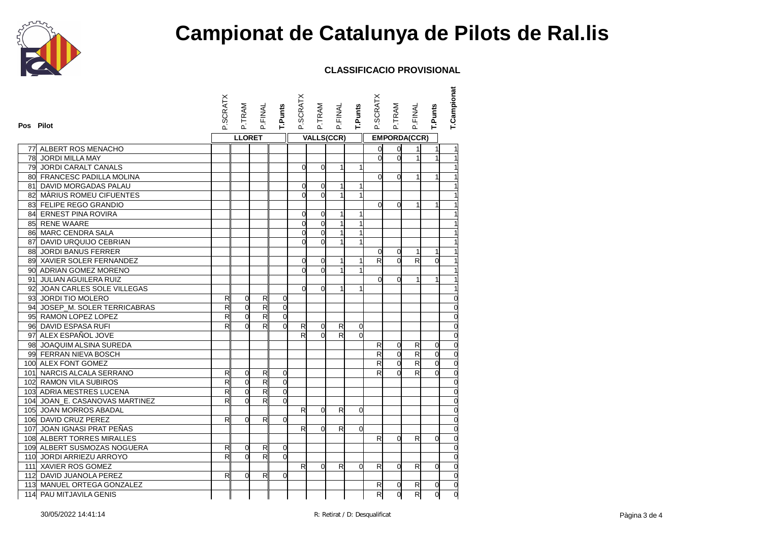# Campionat de Catalunya de Pilots de Ral.lis

## CLASSIFICACIO PROVISIONAL

| Pos | Pilot | P.SCRATX | P.TRAM | P.FINAL | T.Punts | P.SCRATX | P.TRAM | P.FINAL | T.Punts | P.SCRATX | P.TRAM | P.FINAL | T.Punts | T.Campionat |
|---|---|---|---|---|---|---|---|---|---|---|---|---|---|---|
| | | LLORET | | | | VALLS(CCR) | | | | EMPORDA(CCR) | | | | |
| 77 | ALBERT ROS MENACHO | | | | | | | | | 0 | 0 | 1 | 1 | 1 |
| 78 | JORDI MILLA MAY | | | | | | | | | 0 | 0 | 1 | 1 | 1 |
| 79 | JORDI CARALT CANALS | | | | | 0 | 0 | 1 | 1 | | | | | 1 |
| 80 | FRANCESC PADILLA MOLINA | | | | | | | | | 0 | 0 | 1 | 1 | 1 |
| 81 | DAVID MORGADAS PALAU | | | | | 0 | 0 | 1 | 1 | | | | | 1 |
| 82 | MÀRIUS ROMEU CIFUENTES | | | | | 0 | 0 | 1 | 1 | | | | | 1 |
| 83 | FELIPE REGO GRANDIO | | | | | | | | | 0 | 0 | 1 | 1 | 1 |
| 84 | ERNEST PINA ROVIRA | | | | | 0 | 0 | 1 | 1 | | | | | 1 |
| 85 | RENE WAARE | | | | | 0 | 0 | 1 | 1 | | | | | 1 |
| 86 | MARC CENDRA SALA | | | | | 0 | 0 | 1 | 1 | | | | | 1 |
| 87 | DAVID URQUIJO CEBRIAN | | | | | 0 | 0 | 1 | 1 | | | | | 1 |
| 88 | JORDI BANUS FERRER | | | | | | | | | 0 | 0 | 1 | 1 | 1 |
| 89 | XAVIER SOLER FERNANDEZ | | | | | 0 | 0 | 1 | 1 | R | 0 | R | 0 | 1 |
| 90 | ADRIAN GOMEZ MORENO | | | | | 0 | 0 | 1 | 1 | | | | | 1 |
| 91 | JULIAN AGUILERA RUIZ | | | | | | | | | 0 | 0 | 1 | 1 | 1 |
| 92 | JOAN CARLES SOLE VILLEGAS | | | | | 0 | 0 | 1 | 1 | | | | | 1 |
| 93 | JORDI TIO MOLERO | R | 0 | R | 0 | | | | | | | | | 0 |
| 94 | JOSEP_M. SOLER TERRICABRAS | R | 0 | R | 0 | | | | | | | | | 0 |
| 95 | RAMON LOPEZ LOPEZ | R | 0 | R | 0 | | | | | | | | | 0 |
| 96 | DAVID ESPASA RUFI | R | 0 | R | 0 | R | 0 | R | 0 | | | | | 0 |
| 97 | ALEX ESPAÑOL JOVE | | | | | R | 0 | R | 0 | | | | | 0 |
| 98 | JOAQUIM ALSINA SUREDA | | | | | | | | | R | 0 | R | 0 | 0 |
| 99 | FERRAN NIEVA BOSCH | | | | | | | | | R | 0 | R | 0 | 0 |
| 100 | ALEX FONT GOMEZ | | | | | | | | | R | 0 | R | 0 | 0 |
| 101 | NARCIS ALCALA SERRANO | R | 0 | R | 0 | | | | | R | 0 | R | 0 | 0 |
| 102 | RAMON VILA SUBIROS | R | 0 | R | 0 | | | | | | | | | 0 |
| 103 | ADRIA MESTRES LUCENA | R | 0 | R | 0 | | | | | | | | | 0 |
| 104 | JOAN_E. CASANOVAS MARTINEZ | R | 0 | R | 0 | | | | | | | | | 0 |
| 105 | JOAN MORROS ABADAL | | | | | R | 0 | R | 0 | | | | | 0 |
| 106 | DAVID CRUZ PEREZ | R | 0 | R | 0 | | | | | | | | | 0 |
| 107 | JOAN IGNASI PRAT PEÑAS | | | | | R | 0 | R | 0 | | | | | 0 |
| 108 | ALBERT TORRES MIRALLES | | | | | | | | | R | 0 | R | 0 | 0 |
| 109 | ALBERT SUSMOZAS NOGUERA | R | 0 | R | 0 | | | | | | | | | 0 |
| 110 | JORDI ARRIEZU ARROYO | R | 0 | R | 0 | | | | | | | | | 0 |
| 111 | XAVIER ROS GOMEZ | | | | | R | 0 | R | 0 | R | 0 | R | 0 | 0 |
| 112 | DAVID JUANOLA PEREZ | R | 0 | R | 0 | | | | | | | | | 0 |
| 113 | MANUEL ORTEGA GONZALEZ | | | | | | | | | R | 0 | R | 0 | 0 |
| 114 | PAU MITJAVILA GENIS | | | | | | | | | R | 0 | R | 0 | 0 |

30/05/2022 14:41:14

R: Retirat / D: Desqualificat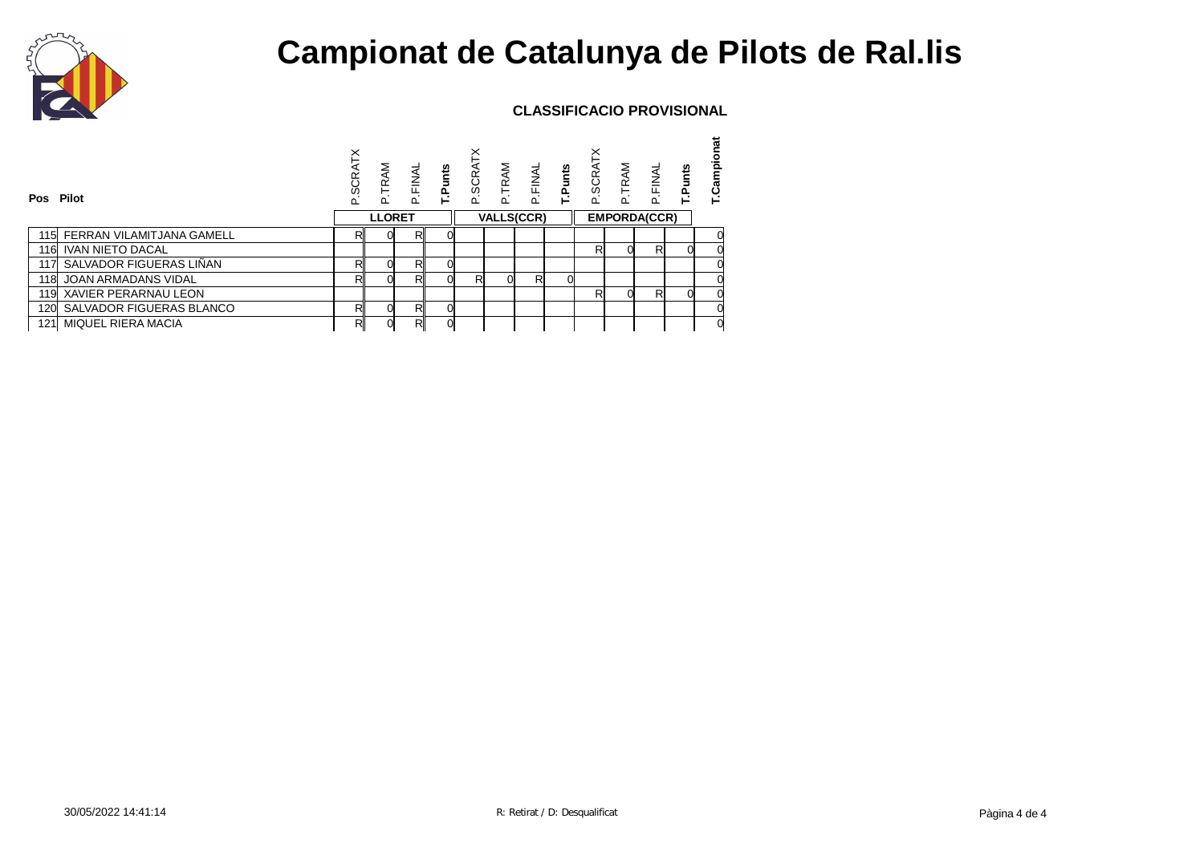# Campionat de Catalunya de Pilots de Ral.lis

**CLASSIFICACIO PROVISIONAL**

| Pos | Pilot | LLORET | | | | VALLS(CCR) | | | | EMPORDA(CCR) | | | | T.Campionat |
|---|---|---|---|---|---|---|---|---|---|---|---|---|---|---|
| | | P.SCRATX | P.TRAM | P.FINAL | T.Punts | P.SCRATX | P.TRAM | P.FINAL | T.Punts | P.SCRATX | P.TRAM | P.FINAL | T.Punts | |
| 115 | FERRAN VILAMITJANA GAMELL | R | 0 | R | 0 | | | | | | | | | 0 |
| 116 | IVAN NIETO DACAL | | | | | | | | | R | 0 | R | 0 | 0 |
| 117 | SALVADOR FIGUERAS LIÑAN | R | 0 | R | 0 | | | | | | | | | 0 |
| 118 | JOAN ARMADANS VIDAL | R | 0 | R | 0 | R | 0 | R | 0 | | | | | 0 |
| 119 | XAVIER PERARNAU LEON | | | | | | | | | R | 0 | R | 0 | 0 |
| 120 | SALVADOR FIGUERAS BLANCO | R | 0 | R | 0 | | | | | | | | | 0 |
| 121 | MIQUEL RIERA MACIA | R | 0 | R | 0 | | | | | | | | | 0 |

30/05/2022 14:41:14

R: Retirat / D: Desqualificat